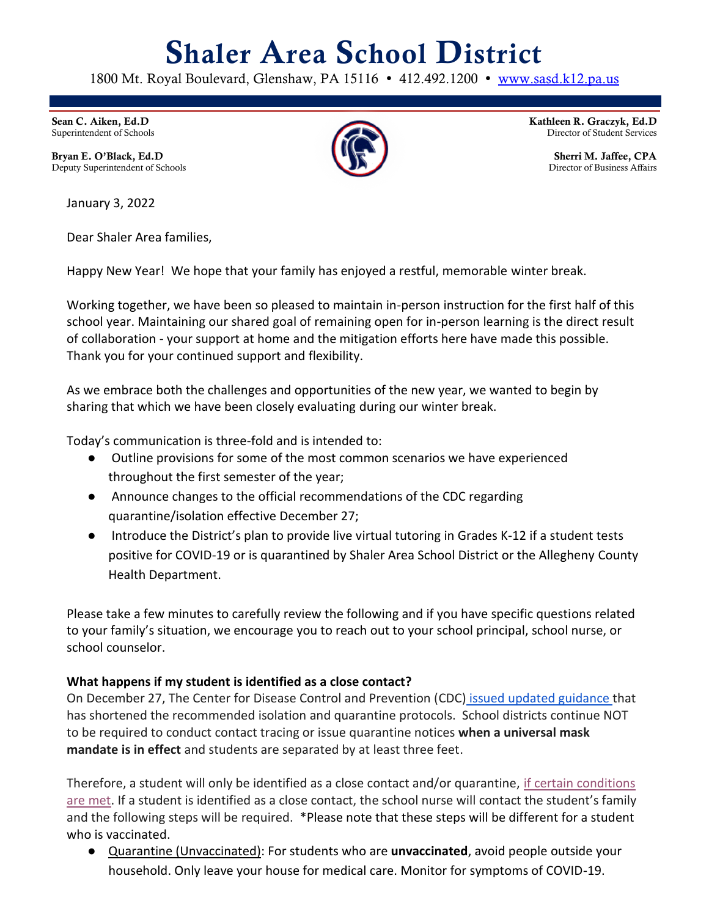# Shaler Area School District

1800 Mt. Royal Boulevard, Glenshaw, PA 15116 • 412.492.1200 • www.sasd.k12.pa.us

**Sean C. Aiken, Ed.D**
Superintendent of Schools

**Bryan E. O'Black, Ed.D**
Deputy Superintendent of Schools

**Kathleen R. Graczyk, Ed.D**
Director of Student Services

**Sherri M. Jaffee, CPA**
Director of Business Affairs

January 3, 2022

Dear Shaler Area families,

Happy New Year! We hope that your family has enjoyed a restful, memorable winter break.

Working together, we have been so pleased to maintain in-person instruction for the first half of this school year. Maintaining our shared goal of remaining open for in-person learning is the direct result of collaboration - your support at home and the mitigation efforts here have made this possible. Thank you for your continued support and flexibility.

As we embrace both the challenges and opportunities of the new year, we wanted to begin by sharing that which we have been closely evaluating during our winter break.

Today's communication is three-fold and is intended to:

- Outline provisions for some of the most common scenarios we have experienced throughout the first semester of the year;
- Announce changes to the official recommendations of the CDC regarding quarantine/isolation effective December 27;
- Introduce the District's plan to provide live virtual tutoring in Grades K-12 if a student tests positive for COVID-19 or is quarantined by Shaler Area School District or the Allegheny County Health Department.

Please take a few minutes to carefully review the following and if you have specific questions related to your family's situation, we encourage you to reach out to your school principal, school nurse, or school counselor.

**What happens if my student is identified as a close contact?**

On December 27, The Center for Disease Control and Prevention (CDC) issued updated guidance that has shortened the recommended isolation and quarantine protocols. School districts continue NOT to be required to conduct contact tracing or issue quarantine notices **when a universal mask mandate is in effect** and students are separated by at least three feet.

Therefore, a student will only be identified as a close contact and/or quarantine, if certain conditions are met. If a student is identified as a close contact, the school nurse will contact the student's family and the following steps will be required. *Please note that these steps will be different for a student who is vaccinated.

- Quarantine (Unvaccinated): For students who are **unvaccinated**, avoid people outside your household. Only leave your house for medical care. Monitor for symptoms of COVID-19.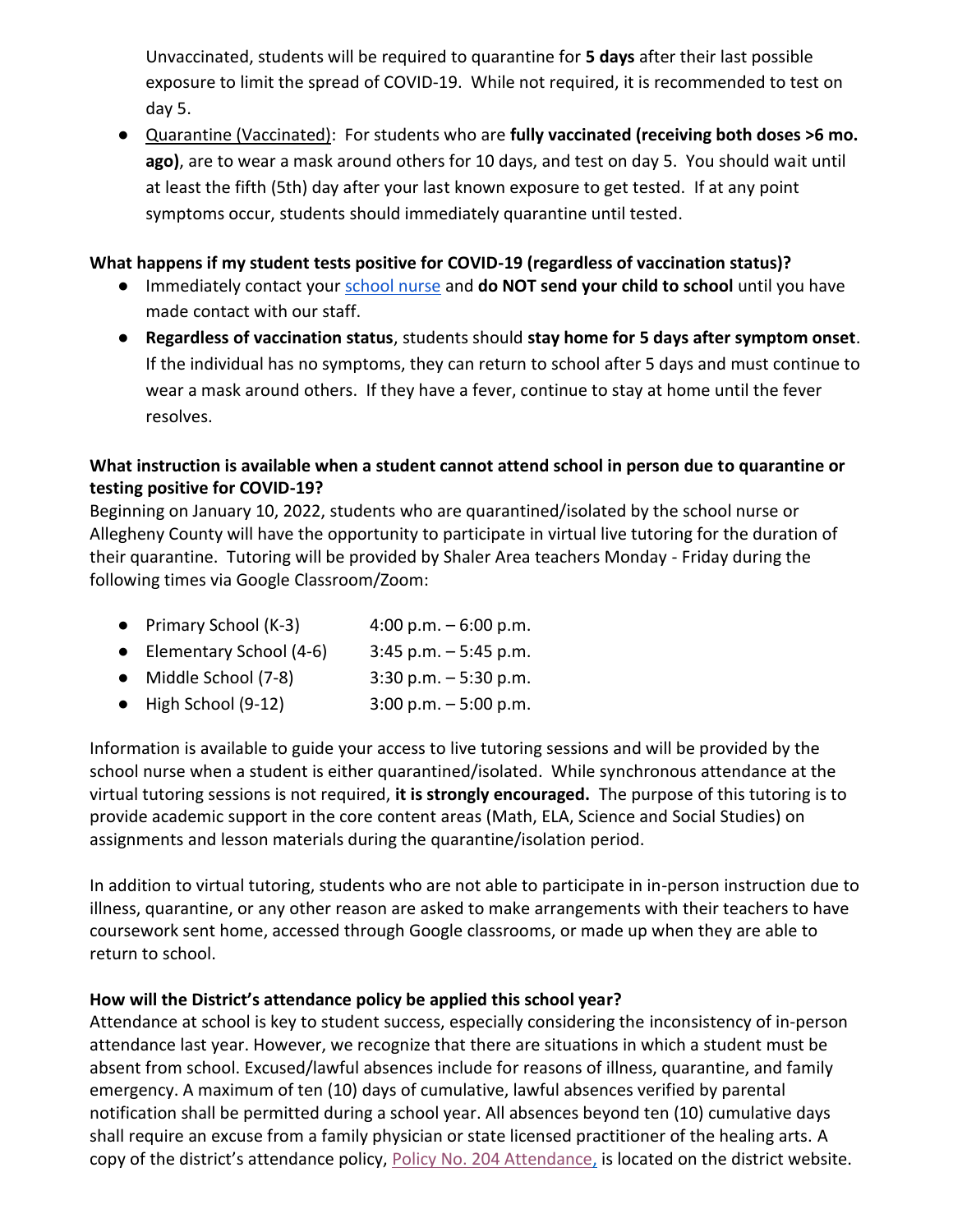Unvaccinated, students will be required to quarantine for **5 days** after their last possible exposure to limit the spread of COVID-19. While not required, it is recommended to test on day 5.

- Quarantine (Vaccinated): For students who are **fully vaccinated (receiving both doses >6 mo. ago)**, are to wear a mask around others for 10 days, and test on day 5. You should wait until at least the fifth (5th) day after your last known exposure to get tested. If at any point symptoms occur, students should immediately quarantine until tested.

**What happens if my student tests positive for COVID-19 (regardless of vaccination status)?**

- Immediately contact your school nurse and **do NOT send your child to school** until you have made contact with our staff.
- **Regardless of vaccination status**, students should **stay home for 5 days after symptom onset**. If the individual has no symptoms, they can return to school after 5 days and must continue to wear a mask around others. If they have a fever, continue to stay at home until the fever resolves.

**What instruction is available when a student cannot attend school in person due to quarantine or testing positive for COVID-19?**

Beginning on January 10, 2022, students who are quarantined/isolated by the school nurse or Allegheny County will have the opportunity to participate in virtual live tutoring for the duration of their quarantine. Tutoring will be provided by Shaler Area teachers Monday - Friday during the following times via Google Classroom/Zoom:

- Primary School (K-3) 4:00 p.m. – 6:00 p.m.
- Elementary School (4-6) 3:45 p.m. – 5:45 p.m.
- Middle School (7-8) 3:30 p.m. – 5:30 p.m.
- High School (9-12) 3:00 p.m. – 5:00 p.m.

Information is available to guide your access to live tutoring sessions and will be provided by the school nurse when a student is either quarantined/isolated. While synchronous attendance at the virtual tutoring sessions is not required, **it is strongly encouraged.** The purpose of this tutoring is to provide academic support in the core content areas (Math, ELA, Science and Social Studies) on assignments and lesson materials during the quarantine/isolation period.

In addition to virtual tutoring, students who are not able to participate in in-person instruction due to illness, quarantine, or any other reason are asked to make arrangements with their teachers to have coursework sent home, accessed through Google classrooms, or made up when they are able to return to school.

**How will the District's attendance policy be applied this school year?**

Attendance at school is key to student success, especially considering the inconsistency of in-person attendance last year. However, we recognize that there are situations in which a student must be absent from school. Excused/lawful absences include for reasons of illness, quarantine, and family emergency. A maximum of ten (10) days of cumulative, lawful absences verified by parental notification shall be permitted during a school year. All absences beyond ten (10) cumulative days shall require an excuse from a family physician or state licensed practitioner of the healing arts. A copy of the district's attendance policy, Policy No. 204 Attendance, is located on the district website.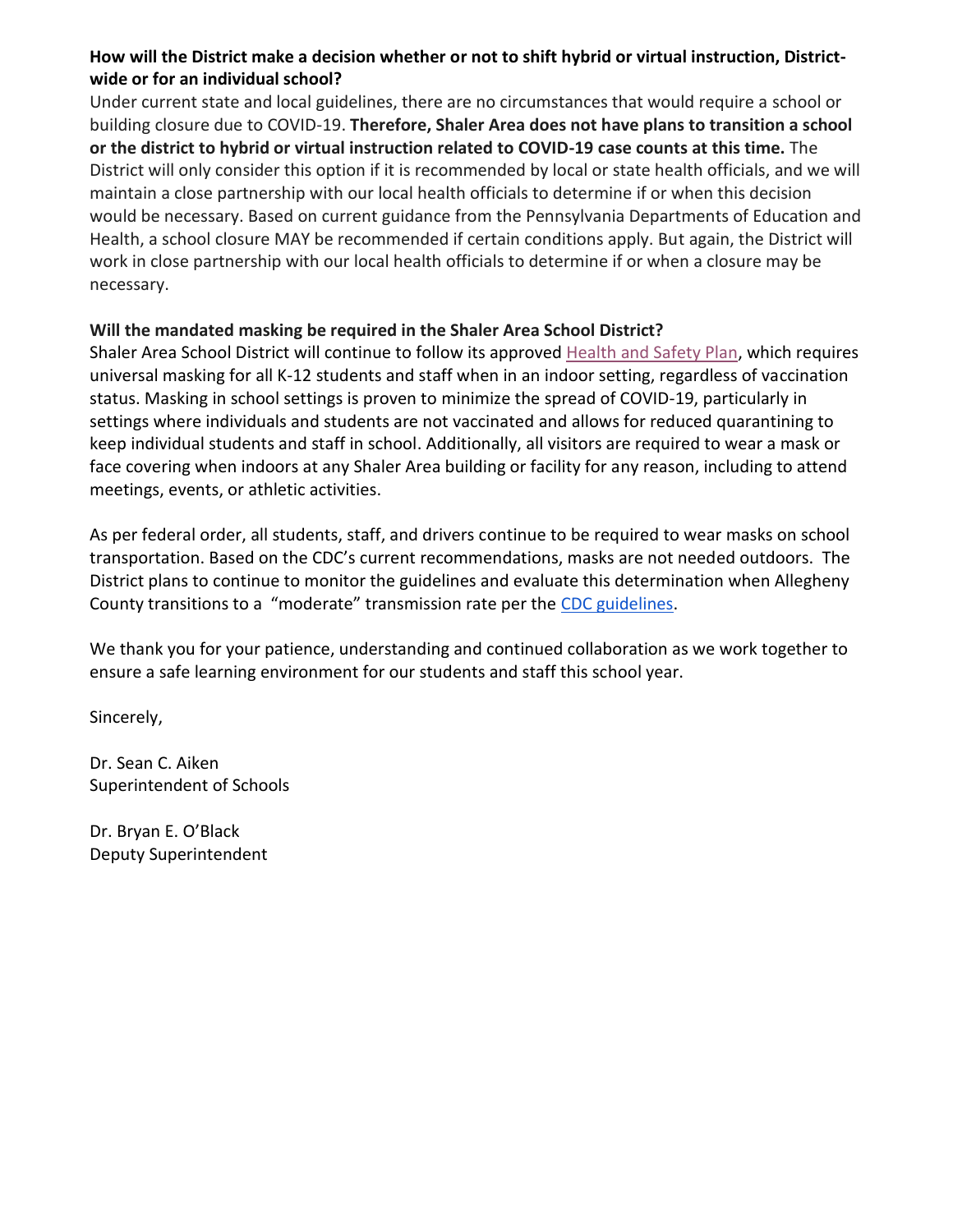**How will the District make a decision whether or not to shift hybrid or virtual instruction, District-wide or for an individual school?**

Under current state and local guidelines, there are no circumstances that would require a school or building closure due to COVID-19. **Therefore, Shaler Area does not have plans to transition a school or the district to hybrid or virtual instruction related to COVID-19 case counts at this time.** The District will only consider this option if it is recommended by local or state health officials, and we will maintain a close partnership with our local health officials to determine if or when this decision would be necessary. Based on current guidance from the Pennsylvania Departments of Education and Health, a school closure MAY be recommended if certain conditions apply. But again, the District will work in close partnership with our local health officials to determine if or when a closure may be necessary.

**Will the mandated masking be required in the Shaler Area School District?**

Shaler Area School District will continue to follow its approved Health and Safety Plan, which requires universal masking for all K-12 students and staff when in an indoor setting, regardless of vaccination status. Masking in school settings is proven to minimize the spread of COVID-19, particularly in settings where individuals and students are not vaccinated and allows for reduced quarantining to keep individual students and staff in school. Additionally, all visitors are required to wear a mask or face covering when indoors at any Shaler Area building or facility for any reason, including to attend meetings, events, or athletic activities.

As per federal order, all students, staff, and drivers continue to be required to wear masks on school transportation. Based on the CDC's current recommendations, masks are not needed outdoors. The District plans to continue to monitor the guidelines and evaluate this determination when Allegheny County transitions to a "moderate" transmission rate per the CDC guidelines.

We thank you for your patience, understanding and continued collaboration as we work together to ensure a safe learning environment for our students and staff this school year.

Sincerely,

Dr. Sean C. Aiken
Superintendent of Schools

Dr. Bryan E. O'Black
Deputy Superintendent